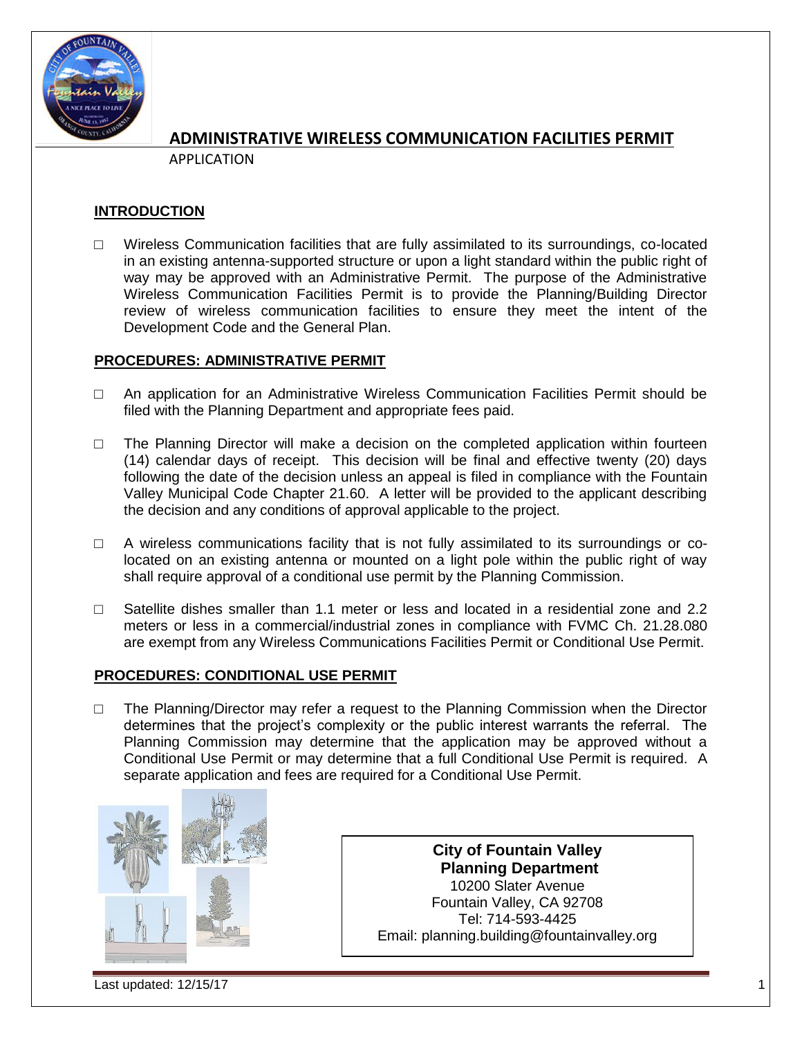# ADMINISTRATIVE WIRELESS COMMUNICATION FACILITIES PERMIT

APPLICATION

## INTRODUCTION

- Wireless Communication facilities that are fully assimilated to its surroundings, co-located in an existing antenna-supported structure or upon a light standard within the public right of way may be approved with an Administrative Permit. The purpose of the Administrative Wireless Communication Facilities Permit is to provide the Planning/Building Director review of wireless communication facilities to ensure they meet the intent of the Development Code and the General Plan.

## PROCEDURES: ADMINISTRATIVE PERMIT

- An application for an Administrative Wireless Communication Facilities Permit should be filed with the Planning Department and appropriate fees paid.
- The Planning Director will make a decision on the completed application within fourteen (14) calendar days of receipt. This decision will be final and effective twenty (20) days following the date of the decision unless an appeal is filed in compliance with the Fountain Valley Municipal Code Chapter 21.60. A letter will be provided to the applicant describing the decision and any conditions of approval applicable to the project.
- A wireless communications facility that is not fully assimilated to its surroundings or co-located on an existing antenna or mounted on a light pole within the public right of way shall require approval of a conditional use permit by the Planning Commission.
- Satellite dishes smaller than 1.1 meter or less and located in a residential zone and 2.2 meters or less in a commercial/industrial zones in compliance with FVMC Ch. 21.28.080 are exempt from any Wireless Communications Facilities Permit or Conditional Use Permit.

## PROCEDURES: CONDITIONAL USE PERMIT

- The Planning/Director may refer a request to the Planning Commission when the Director determines that the project's complexity or the public interest warrants the referral. The Planning Commission may determine that the application may be approved without a Conditional Use Permit or may determine that a full Conditional Use Permit is required. A separate application and fees are required for a Conditional Use Permit.

**City of Fountain Valley**
**Planning Department**
10200 Slater Avenue
Fountain Valley, CA 92708
Tel: 714-593-4425
Email: planning.building@fountainvalley.org

Last updated: 12/15/17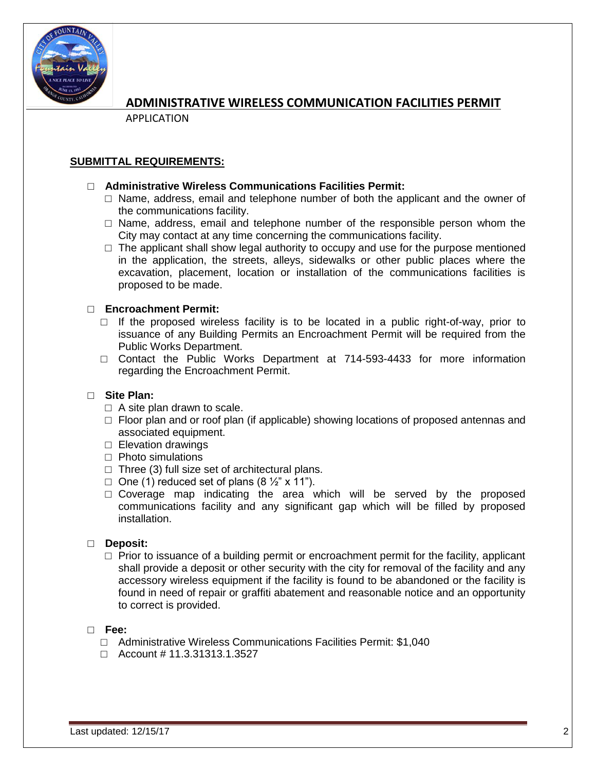# ADMINISTRATIVE WIRELESS COMMUNICATION FACILITIES PERMIT

APPLICATION

## SUBMITTAL REQUIREMENTS:

- ☐ **Administrative Wireless Communications Facilities Permit:**
  - ☐ Name, address, email and telephone number of both the applicant and the owner of the communications facility.
  - ☐ Name, address, email and telephone number of the responsible person whom the City may contact at any time concerning the communications facility.
  - ☐ The applicant shall show legal authority to occupy and use for the purpose mentioned in the application, the streets, alleys, sidewalks or other public places where the excavation, placement, location or installation of the communications facilities is proposed to be made.

- ☐ **Encroachment Permit:**
  - ☐ If the proposed wireless facility is to be located in a public right-of-way, prior to issuance of any Building Permits an Encroachment Permit will be required from the Public Works Department.
  - ☐ Contact the Public Works Department at 714-593-4433 for more information regarding the Encroachment Permit.

- ☐ **Site Plan:**
  - ☐ A site plan drawn to scale.
  - ☐ Floor plan and or roof plan (if applicable) showing locations of proposed antennas and associated equipment.
  - ☐ Elevation drawings
  - ☐ Photo simulations
  - ☐ Three (3) full size set of architectural plans.
  - ☐ One (1) reduced set of plans (8 ½" x 11").
  - ☐ Coverage map indicating the area which will be served by the proposed communications facility and any significant gap which will be filled by proposed installation.

- ☐ **Deposit:**
  - ☐ Prior to issuance of a building permit or encroachment permit for the facility, applicant shall provide a deposit or other security with the city for removal of the facility and any accessory wireless equipment if the facility is found to be abandoned or the facility is found in need of repair or graffiti abatement and reasonable notice and an opportunity to correct is provided.

- ☐ **Fee:**
  - ☐ Administrative Wireless Communications Facilities Permit: $1,040
  - ☐ Account # 11.3.31313.1.3527

Last updated: 12/15/17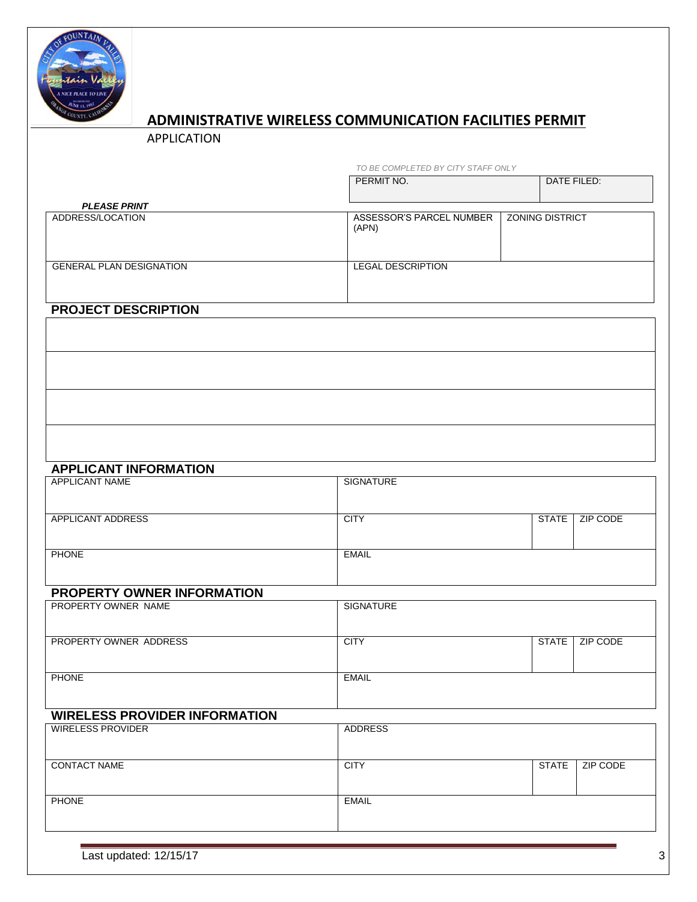# ADMINISTRATIVE WIRELESS COMMUNICATION FACILITIES PERMIT

APPLICATION

*TO BE COMPLETED BY CITY STAFF ONLY*

| PERMIT NO. | DATE FILED: |
|---|---|
| | |

***PLEASE PRINT***

| ADDRESS/LOCATION | ASSESSOR'S PARCEL NUMBER (APN) | ZONING DISTRICT |
|---|---|---|
| | | |
| GENERAL PLAN DESIGNATION | LEGAL DESCRIPTION | |
| | | |

## PROJECT DESCRIPTION

| |
|---|
| |
| |
| |
| |

## APPLICANT INFORMATION

| APPLICANT NAME | SIGNATURE | | |
|---|---|---|---|
| | | | |
| APPLICANT ADDRESS | CITY | STATE | ZIP CODE |
| | | | |
| PHONE | EMAIL | | |
| | | | |

## PROPERTY OWNER INFORMATION

| PROPERTY OWNER NAME | SIGNATURE | | |
|---|---|---|---|
| | | | |
| PROPERTY OWNER ADDRESS | CITY | STATE | ZIP CODE |
| | | | |
| PHONE | EMAIL | | |
| | | | |

## WIRELESS PROVIDER INFORMATION

| WIRELESS PROVIDER | ADDRESS | | |
|---|---|---|---|
| | | | |
| CONTACT NAME | CITY | STATE | ZIP CODE |
| | | | |
| PHONE | EMAIL | | |
| | | | |

Last updated: 12/15/17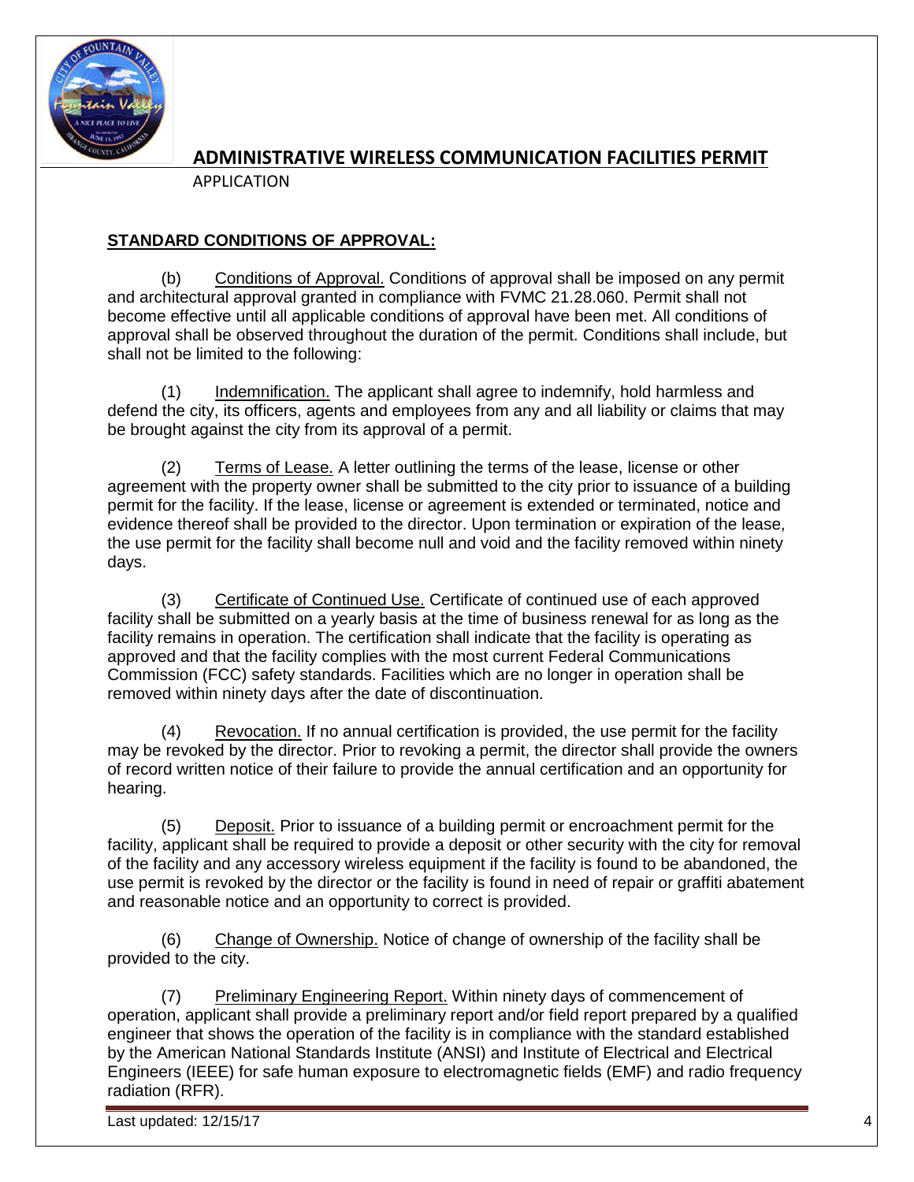# ADMINISTRATIVE WIRELESS COMMUNICATION FACILITIES PERMIT

APPLICATION

**STANDARD CONDITIONS OF APPROVAL:**

(b) Conditions of Approval. Conditions of approval shall be imposed on any permit and architectural approval granted in compliance with FVMC 21.28.060. Permit shall not become effective until all applicable conditions of approval have been met. All conditions of approval shall be observed throughout the duration of the permit. Conditions shall include, but shall not be limited to the following:

(1) Indemnification. The applicant shall agree to indemnify, hold harmless and defend the city, its officers, agents and employees from any and all liability or claims that may be brought against the city from its approval of a permit.

(2) Terms of Lease. A letter outlining the terms of the lease, license or other agreement with the property owner shall be submitted to the city prior to issuance of a building permit for the facility. If the lease, license or agreement is extended or terminated, notice and evidence thereof shall be provided to the director. Upon termination or expiration of the lease, the use permit for the facility shall become null and void and the facility removed within ninety days.

(3) Certificate of Continued Use. Certificate of continued use of each approved facility shall be submitted on a yearly basis at the time of business renewal for as long as the facility remains in operation. The certification shall indicate that the facility is operating as approved and that the facility complies with the most current Federal Communications Commission (FCC) safety standards. Facilities which are no longer in operation shall be removed within ninety days after the date of discontinuation.

(4) Revocation. If no annual certification is provided, the use permit for the facility may be revoked by the director. Prior to revoking a permit, the director shall provide the owners of record written notice of their failure to provide the annual certification and an opportunity for hearing.

(5) Deposit. Prior to issuance of a building permit or encroachment permit for the facility, applicant shall be required to provide a deposit or other security with the city for removal of the facility and any accessory wireless equipment if the facility is found to be abandoned, the use permit is revoked by the director or the facility is found in need of repair or graffiti abatement and reasonable notice and an opportunity to correct is provided.

(6) Change of Ownership. Notice of change of ownership of the facility shall be provided to the city.

(7) Preliminary Engineering Report. Within ninety days of commencement of operation, applicant shall provide a preliminary report and/or field report prepared by a qualified engineer that shows the operation of the facility is in compliance with the standard established by the American National Standards Institute (ANSI) and Institute of Electrical and Electrical Engineers (IEEE) for safe human exposure to electromagnetic fields (EMF) and radio frequency radiation (RFR).

Last updated: 12/15/17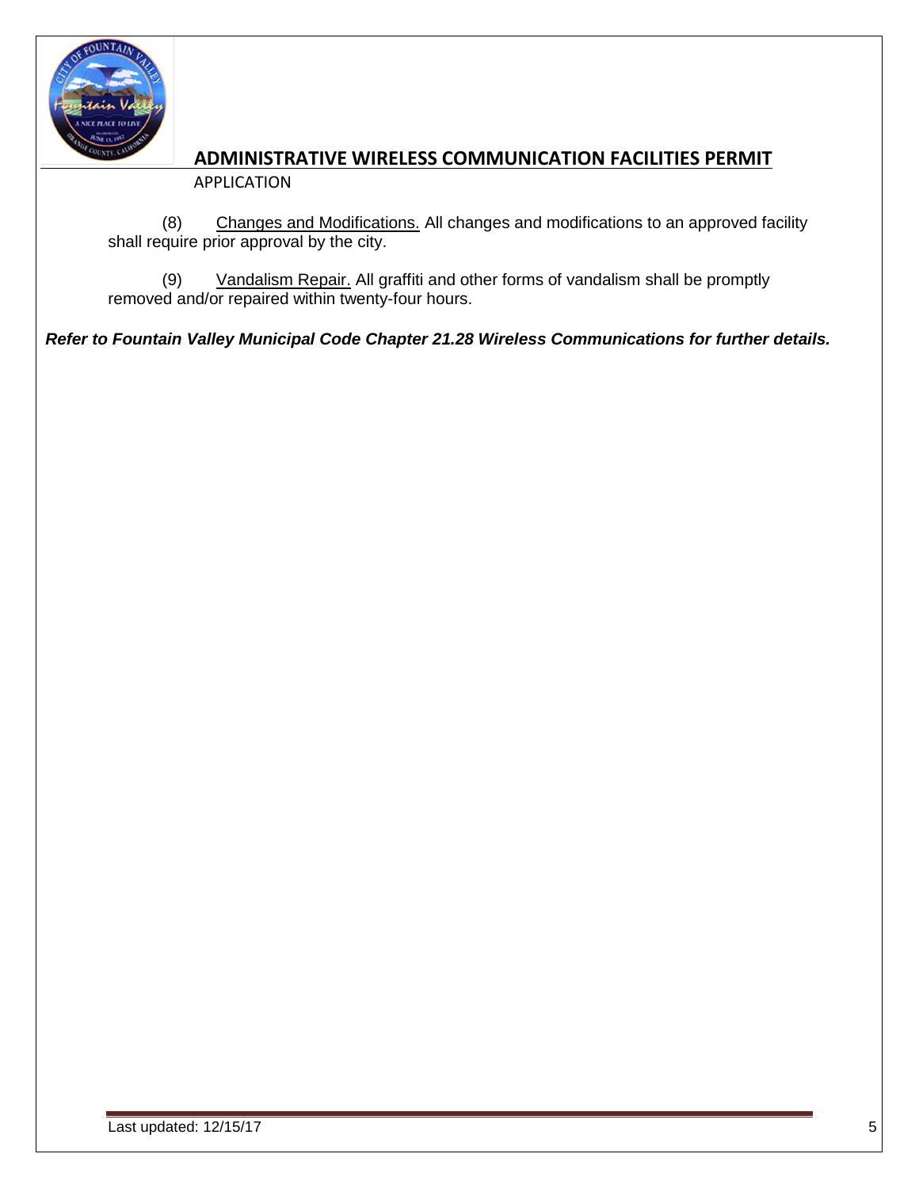(8) Changes and Modifications. All changes and modifications to an approved facility shall require prior approval by the city.

(9) Vandalism Repair. All graffiti and other forms of vandalism shall be promptly removed and/or repaired within twenty-four hours.

***Refer to Fountain Valley Municipal Code Chapter 21.28 Wireless Communications for further details.***